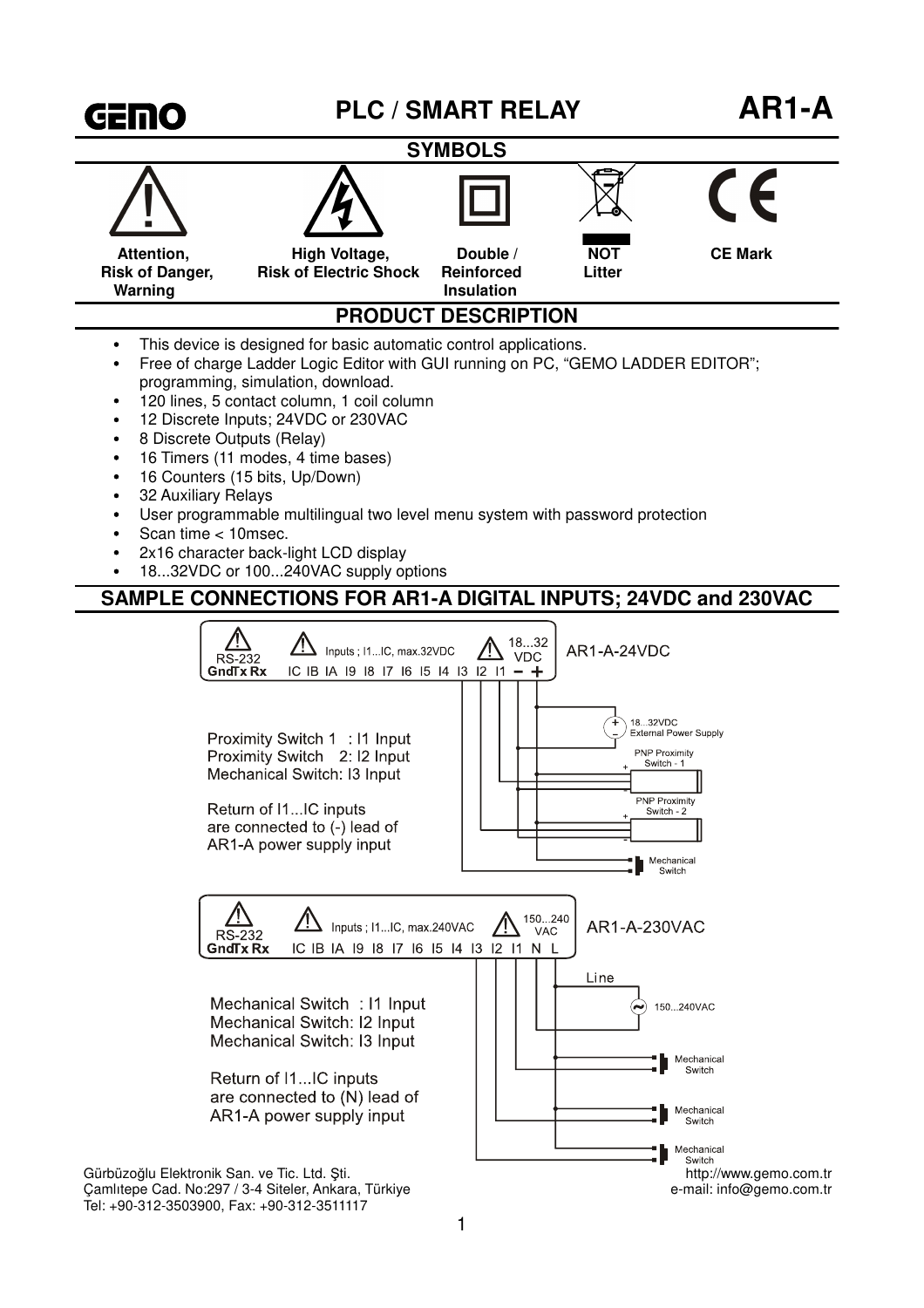**GEMO**

# PLC / SMART RELAY AR1-A

## SYMBOLS

| Attention, Risk of Danger, Warning | High Voltage, Risk of Electric Shock | Double / Reinforced Insulation | NOT Litter | CE Mark |
|---|---|---|---|---|

## PRODUCT DESCRIPTION

- This device is designed for basic automatic control applications.
- Free of charge Ladder Logic Editor with GUI running on PC, “GEMO LADDER EDITOR”; programming, simulation, download.
- 120 lines, 5 contact column, 1 coil column
- 12 Discrete Inputs; 24VDC or 230VAC
- 8 Discrete Outputs (Relay)
- 16 Timers (11 modes, 4 time bases)
- 16 Counters (15 bits, Up/Down)
- 32 Auxiliary Relays
- User programmable multilingual two level menu system with password protection
- Scan time < 10msec.
- 2x16 character back-light LCD display
- 18...32VDC or 100...240VAC supply options

## SAMPLE CONNECTIONS FOR AR1-A DIGITAL INPUTS; 24VDC and 230VAC

**AR1-A-24VDC**

RS-232 Gnd Tx Rx | Inputs ; I1...IC, max.32VDC | IC IB IA I9 I8 I7 I6 I5 I4 I3 I2 I1 | 18...32 VDC − +

Proximity Switch 1 : I1 Input
Proximity Switch 2: I2 Input
Mechanical Switch: I3 Input

Return of I1...IC inputs are connected to (-) lead of AR1-A power supply input

18...32VDC External Power Supply; PNP Proximity Switch - 1; PNP Proximity Switch - 2; Mechanical Switch

**AR1-A-230VAC**

RS-232 Gnd Tx Rx | Inputs ; I1...IC, max.240VAC | IC IB IA I9 I8 I7 I6 I5 I4 I3 I2 I1 | 150...240 VAC N L

Mechanical Switch : I1 Input
Mechanical Switch: I2 Input
Mechanical Switch: I3 Input

Return of I1...IC inputs are connected to (N) lead of AR1-A power supply input

Line; 150...240VAC; Mechanical Switch; Mechanical Switch; Mechanical Switch

Gürbüzoğlu Elektronik San. ve Tic. Ltd. Şti.
Çamlıtepe Cad. No:297 / 3-4 Siteler, Ankara, Türkiye
Tel: +90-312-3503900, Fax: +90-312-3511117

http://www.gemo.com.tr
e-mail: info@gemo.com.tr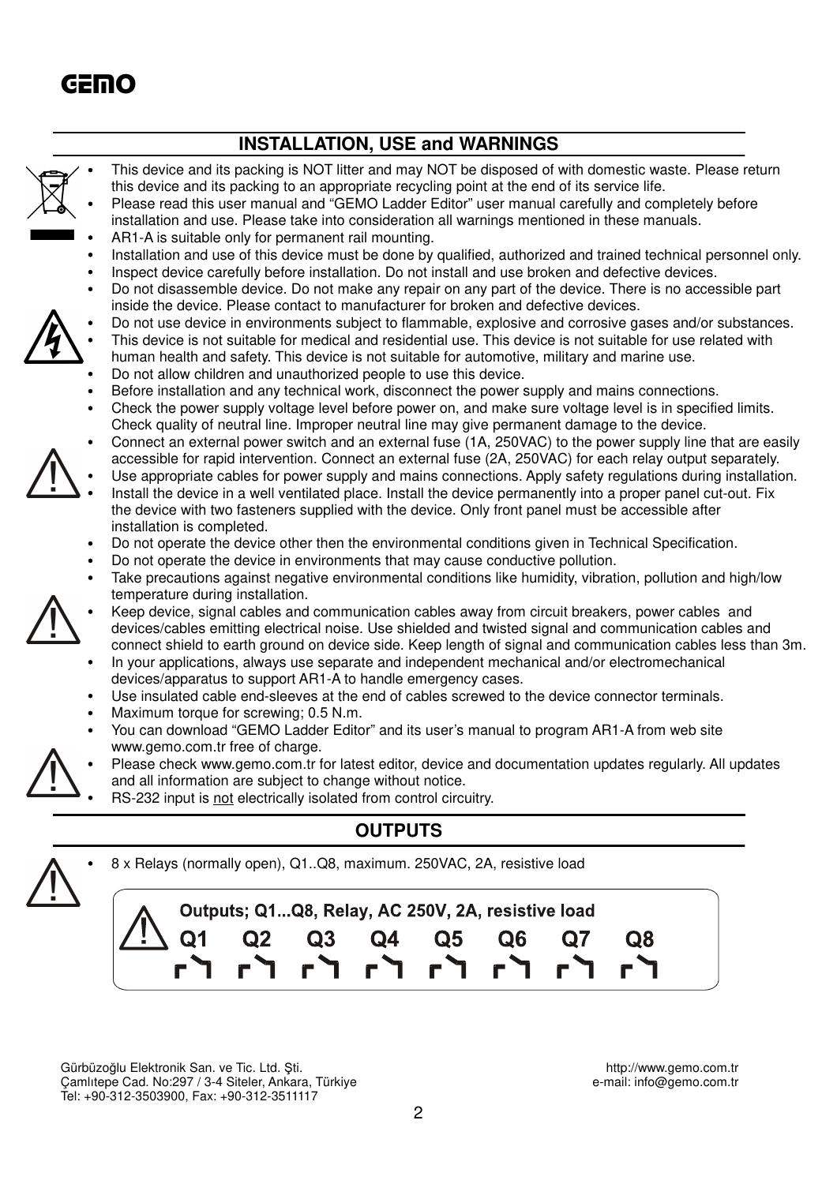## INSTALLATION, USE and WARNINGS

- This device and its packing is NOT litter and may NOT be disposed of with domestic waste. Please return this device and its packing to an appropriate recycling point at the end of its service life.
- Please read this user manual and "GEMO Ladder Editor" user manual carefully and completely before installation and use. Please take into consideration all warnings mentioned in these manuals.
- AR1-A is suitable only for permanent rail mounting.
- Installation and use of this device must be done by qualified, authorized and trained technical personnel only.
- Inspect device carefully before installation. Do not install and use broken and defective devices.
- Do not disassemble device. Do not make any repair on any part of the device. There is no accessible part inside the device. Please contact to manufacturer for broken and defective devices.
- Do not use device in environments subject to flammable, explosive and corrosive gases and/or substances.
- This device is not suitable for medical and residential use. This device is not suitable for use related with human health and safety. This device is not suitable for automotive, military and marine use.
- Do not allow children and unauthorized people to use this device.
- Before installation and any technical work, disconnect the power supply and mains connections.
- Check the power supply voltage level before power on, and make sure voltage level is in specified limits. Check quality of neutral line. Improper neutral line may give permanent damage to the device.
- Connect an external power switch and an external fuse (1A, 250VAC) to the power supply line that are easily accessible for rapid intervention. Connect an external fuse (2A, 250VAC) for each relay output separately.
- Use appropriate cables for power supply and mains connections. Apply safety regulations during installation.
- Install the device in a well ventilated place. Install the device permanently into a proper panel cut-out. Fix the device with two fasteners supplied with the device. Only front panel must be accessible after installation is completed.
- Do not operate the device other then the environmental conditions given in Technical Specification.
- Do not operate the device in environments that may cause conductive pollution.
- Take precautions against negative environmental conditions like humidity, vibration, pollution and high/low temperature during installation.
- Keep device, signal cables and communication cables away from circuit breakers, power cables and devices/cables emitting electrical noise. Use shielded and twisted signal and communication cables and connect shield to earth ground on device side. Keep length of signal and communication cables less than 3m.
- In your applications, always use separate and independent mechanical and/or electromechanical devices/apparatus to support AR1-A to handle emergency cases.
- Use insulated cable end-sleeves at the end of cables screwed to the device connector terminals.
- Maximum torque for screwing; 0.5 N.m.
- You can download "GEMO Ladder Editor" and its user's manual to program AR1-A from web site www.gemo.com.tr free of charge.
- Please check www.gemo.com.tr for latest editor, device and documentation updates regularly. All updates and all information are subject to change without notice.
- RS-232 input is not electrically isolated from control circuitry.

## OUTPUTS

- 8 x Relays (normally open), Q1..Q8, maximum. 250VAC, 2A, resistive load

Outputs; Q1...Q8, Relay, AC 250V, 2A, resistive load

Q1 Q2 Q3 Q4 Q5 Q6 Q7 Q8

Gürbüzoğlu Elektronik San. ve Tic. Ltd. Şti.
Çamlıtepe Cad. No:297 / 3-4 Siteler, Ankara, Türkiye
Tel: +90-312-3503900, Fax: +90-312-3511117

http://www.gemo.com.tr
e-mail: info@gemo.com.tr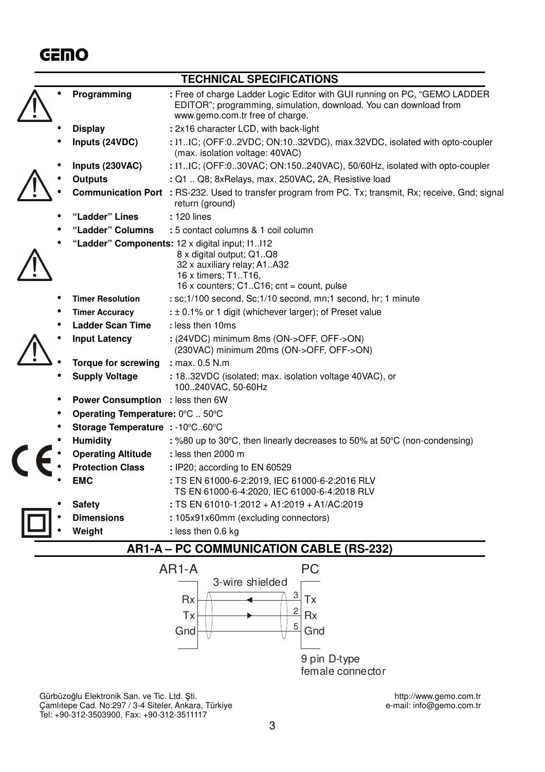GEMO

## TECHNICAL SPECIFICATIONS

- **Programming** : Free of charge Ladder Logic Editor with GUI running on PC, "GEMO LADDER EDITOR"; programming, simulation, download. You can download from www.gemo.com.tr free of charge.
- **Display** : 2x16 character LCD, with back-light
- **Inputs (24VDC)** : I1..IC; (OFF:0..2VDC; ON:10..32VDC), max.32VDC, isolated with opto-coupler (max. isolation voltage: 40VAC)
- **Inputs (230VAC)** : I1..IC; (OFF:0..30VAC; ON:150..240VAC), 50/60Hz, isolated with opto-coupler
- **Outputs** : Q1 .. Q8; 8xRelays, max. 250VAC, 2A, Resistive load
- **Communication Port** : RS-232. Used to transfer program from PC. Tx; transmit, Rx; receive, Gnd; signal return (ground)
- **"Ladder" Lines** : 120 lines
- **"Ladder" Columns** : 5 contact columns & 1 coil column
- **"Ladder" Components:** 12 x digital input; I1..I12
  8 x digital output; Q1..Q8
  32 x auxiliary relay; A1..A32
  16 x timers; T1..T16,
  16 x counters; C1..C16; cnt = count, pulse
- **Timer Resolution** : sc;1/100 second, Sc;1/10 second, mn;1 second, hr; 1 minute
- **Timer Accuracy** : ± 0.1% or 1 digit (whichever larger); of Preset value
- **Ladder Scan Time** : less then 10ms
- **Input Latency** : (24VDC) minimum 8ms (ON->OFF, OFF->ON)
  (230VAC) minimum 20ms (ON->OFF, OFF->ON)
- **Torque for screwing** : max. 0.5 N.m
- **Supply Voltage** : 18..32VDC (isolated; max. isolation voltage 40VAC), or 100..240VAC, 50-60Hz
- **Power Consumption** : less then 6W
- **Operating Temperature:** 0°C .. 50°C
- **Storage Temperature** : -10°C..60°C
- **Humidity** : %80 up to 30°C, then linearly decreases to 50% at 50°C (non-condensing)
- **Operating Altitude** : less then 2000 m
- **Protection Class** : IP20; according to EN 60529
- **EMC** : TS EN 61000-6-2:2019, IEC 61000-6-2:2016 RLV
  TS EN 61000-6-4:2020, IEC 61000-6-4:2018 RLV
- **Safety** : TS EN 61010-1:2012 + A1:2019 + A1/AC:2019
- **Dimensions** : 105x91x60mm (excluding connectors)
- **Weight** : less then 0.6 kg

## AR1-A – PC COMMUNICATION CABLE (RS-232)

AR1-A — 3-wire shielded — PC

| AR1-A | | PC pin | PC |
|---|---|---|---|
| Rx | ◄ | 3 | Tx |
| Tx | ► | 2 | Rx |
| Gnd | | 5 | Gnd |

9 pin D-type female connector

Gürbüzoğlu Elektronik San. ve Tic. Ltd. Şti.
Çamlıtepe Cad. No:297 / 3-4 Siteler, Ankara, Türkiye
Tel: +90-312-3503900, Fax: +90-312-3511117

http://www.gemo.com.tr
e-mail: info@gemo.com.tr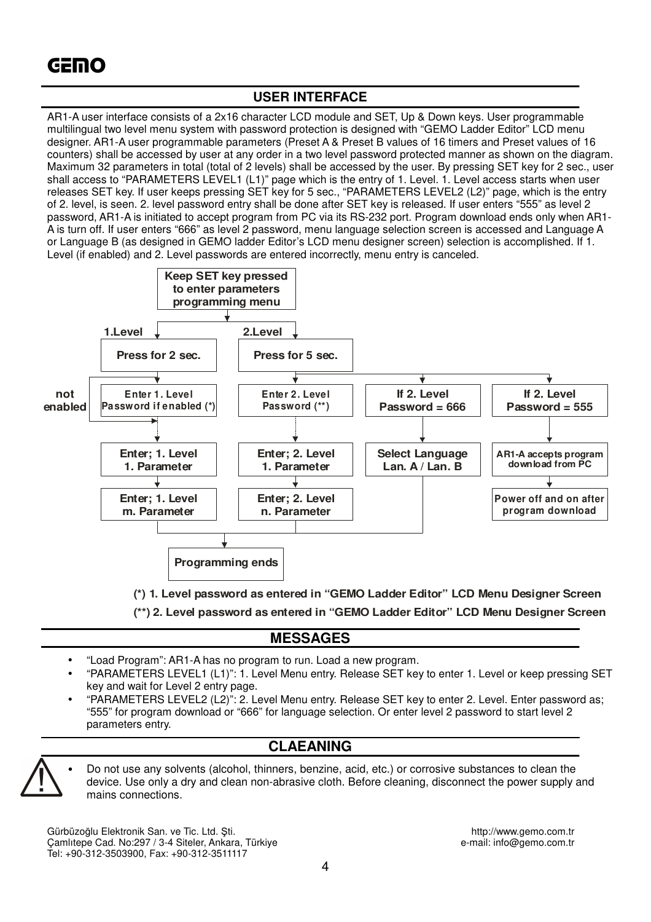## USER INTERFACE

AR1-A user interface consists of a 2x16 character LCD module and SET, Up & Down keys. User programmable multilingual two level menu system with password protection is designed with "GEMO Ladder Editor" LCD menu designer. AR1-A user programmable parameters (Preset A & Preset B values of 16 timers and Preset values of 16 counters) shall be accessed by user at any order in a two level password protected manner as shown on the diagram. Maximum 32 parameters in total (total of 2 levels) shall be accessed by the user. By pressing SET key for 2 sec., user shall access to "PARAMETERS LEVEL1 (L1)" page which is the entry of 1. Level. 1. Level access starts when user releases SET key. If user keeps pressing SET key for 5 sec., "PARAMETERS LEVEL2 (L2)" page, which is the entry of 2. level, is seen. 2. level password entry shall be done after SET key is released. If user enters "555" as level 2 password, AR1-A is initiated to accept program from PC via its RS-232 port. Program download ends only when AR1-A is turn off. If user enters "666" as level 2 password, menu language selection screen is accessed and Language A or Language B (as designed in GEMO ladder Editor's LCD menu designer screen) selection is accomplished. If 1. Level (if enabled) and 2. Level passwords are entered incorrectly, menu entry is canceled.

Keep SET key pressed to enter parameters programming menu

1.Level

Press for 2 sec.

not enabled

Enter 1. Level Password if enabled (*)

Enter; 1. Level 1. Parameter

Enter; 1. Level m. Parameter

2.Level

Press for 5 sec.

Enter 2. Level Password (**)

Enter; 2. Level 1. Parameter

Enter; 2. Level n. Parameter

If 2. Level Password = 666

Select Language Lan. A / Lan. B

If 2. Level Password = 555

AR1-A accepts program download from PC

Power off and on after program download

Programming ends

**(*) 1. Level password as entered in "GEMO Ladder Editor" LCD Menu Designer Screen**

**(**) 2. Level password as entered in "GEMO Ladder Editor" LCD Menu Designer Screen**

## MESSAGES

- "Load Program": AR1-A has no program to run. Load a new program.
- "PARAMETERS LEVEL1 (L1)": 1. Level Menu entry. Release SET key to enter 1. Level or keep pressing SET key and wait for Level 2 entry page.
- "PARAMETERS LEVEL2 (L2)": 2. Level Menu entry. Release SET key to enter 2. Level. Enter password as; "555" for program download or "666" for language selection. Or enter level 2 password to start level 2 parameters entry.

## CLAEANING

- Do not use any solvents (alcohol, thinners, benzine, acid, etc.) or corrosive substances to clean the device. Use only a dry and clean non-abrasive cloth. Before cleaning, disconnect the power supply and mains connections.

Gürbüzoğlu Elektronik San. ve Tic. Ltd. Şti.
Çamlıtepe Cad. No:297 / 3-4 Siteler, Ankara, Türkiye
Tel: +90-312-3503900, Fax: +90-312-3511117

http://www.gemo.com.tr
e-mail: info@gemo.com.tr